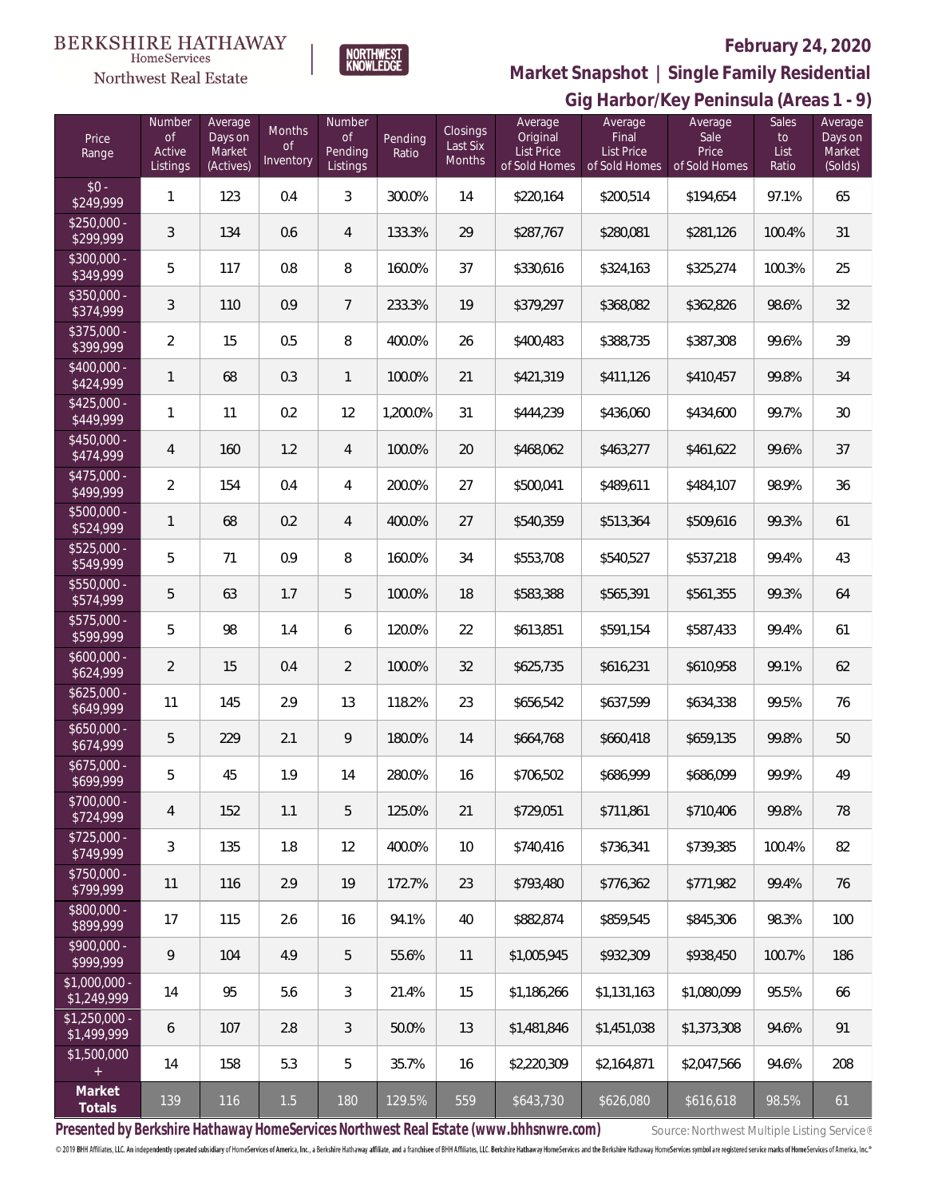BERKSHIRE HATHAWAY HomeServices Northwest Real Estate

NORTHWEST KNOWLEDGE

## February 24, 2020

## Market Snapshot | Single Family Residential

## Gig Harbor/Key Peninsula (Areas 1 - 9)

| Price Range | Number of Active Listings | Average Days on Market (Actives) | Months of Inventory | Number of Pending Listings | Pending Ratio | Closings Last Six Months | Average Original List Price of Sold Homes | Average Final List Price of Sold Homes | Average Sale Price of Sold Homes | Sales to List Ratio | Average Days on Market (Solds) |
|---|---|---|---|---|---|---|---|---|---|---|---|
| $0 - $249,999 | 1 | 123 | 0.4 | 3 | 300.0% | 14 | $220,164 | $200,514 | $194,654 | 97.1% | 65 |
| $250,000 - $299,999 | 3 | 134 | 0.6 | 4 | 133.3% | 29 | $287,767 | $280,081 | $281,126 | 100.4% | 31 |
| $300,000 - $349,999 | 5 | 117 | 0.8 | 8 | 160.0% | 37 | $330,616 | $324,163 | $325,274 | 100.3% | 25 |
| $350,000 - $374,999 | 3 | 110 | 0.9 | 7 | 233.3% | 19 | $379,297 | $368,082 | $362,826 | 98.6% | 32 |
| $375,000 - $399,999 | 2 | 15 | 0.5 | 8 | 400.0% | 26 | $400,483 | $388,735 | $387,308 | 99.6% | 39 |
| $400,000 - $424,999 | 1 | 68 | 0.3 | 1 | 100.0% | 21 | $421,319 | $411,126 | $410,457 | 99.8% | 34 |
| $425,000 - $449,999 | 1 | 11 | 0.2 | 12 | 1,200.0% | 31 | $444,239 | $436,060 | $434,600 | 99.7% | 30 |
| $450,000 - $474,999 | 4 | 160 | 1.2 | 4 | 100.0% | 20 | $468,062 | $463,277 | $461,622 | 99.6% | 37 |
| $475,000 - $499,999 | 2 | 154 | 0.4 | 4 | 200.0% | 27 | $500,041 | $489,611 | $484,107 | 98.9% | 36 |
| $500,000 - $524,999 | 1 | 68 | 0.2 | 4 | 400.0% | 27 | $540,359 | $513,364 | $509,616 | 99.3% | 61 |
| $525,000 - $549,999 | 5 | 71 | 0.9 | 8 | 160.0% | 34 | $553,708 | $540,527 | $537,218 | 99.4% | 43 |
| $550,000 - $574,999 | 5 | 63 | 1.7 | 5 | 100.0% | 18 | $583,388 | $565,391 | $561,355 | 99.3% | 64 |
| $575,000 - $599,999 | 5 | 98 | 1.4 | 6 | 120.0% | 22 | $613,851 | $591,154 | $587,433 | 99.4% | 61 |
| $600,000 - $624,999 | 2 | 15 | 0.4 | 2 | 100.0% | 32 | $625,735 | $616,231 | $610,958 | 99.1% | 62 |
| $625,000 - $649,999 | 11 | 145 | 2.9 | 13 | 118.2% | 23 | $656,542 | $637,599 | $634,338 | 99.5% | 76 |
| $650,000 - $674,999 | 5 | 229 | 2.1 | 9 | 180.0% | 14 | $664,768 | $660,418 | $659,135 | 99.8% | 50 |
| $675,000 - $699,999 | 5 | 45 | 1.9 | 14 | 280.0% | 16 | $706,502 | $686,999 | $686,099 | 99.9% | 49 |
| $700,000 - $724,999 | 4 | 152 | 1.1 | 5 | 125.0% | 21 | $729,051 | $711,861 | $710,406 | 99.8% | 78 |
| $725,000 - $749,999 | 3 | 135 | 1.8 | 12 | 400.0% | 10 | $740,416 | $736,341 | $739,385 | 100.4% | 82 |
| $750,000 - $799,999 | 11 | 116 | 2.9 | 19 | 172.7% | 23 | $793,480 | $776,362 | $771,982 | 99.4% | 76 |
| $800,000 - $899,999 | 17 | 115 | 2.6 | 16 | 94.1% | 40 | $882,874 | $859,545 | $845,306 | 98.3% | 100 |
| $900,000 - $999,999 | 9 | 104 | 4.9 | 5 | 55.6% | 11 | $1,005,945 | $932,309 | $938,450 | 100.7% | 186 |
| $1,000,000 - $1,249,999 | 14 | 95 | 5.6 | 3 | 21.4% | 15 | $1,186,266 | $1,131,163 | $1,080,099 | 95.5% | 66 |
| $1,250,000 - $1,499,999 | 6 | 107 | 2.8 | 3 | 50.0% | 13 | $1,481,846 | $1,451,038 | $1,373,308 | 94.6% | 91 |
| $1,500,000 + | 14 | 158 | 5.3 | 5 | 35.7% | 16 | $2,220,309 | $2,164,871 | $2,047,566 | 94.6% | 208 |
| **Market Totals** | 139 | 116 | 1.5 | 180 | 129.5% | 559 | $643,730 | $626,080 | $616,618 | 98.5% | 61 |

**Presented by Berkshire Hathaway HomeServices Northwest Real Estate (www.bhhsnwre.com)** Source: Northwest Multiple Listing Service®

© 2019 BHH Affiliates, LLC. An independently operated subsidiary of HomeServices of America, Inc., a Berkshire Hathaway affiliate, and a franchisee of BHH Affiliates, LLC. Berkshire Hathaway HomeServices and the Berkshire Hathaway HomeServices symbol are registered service marks of HomeServices of America, Inc.®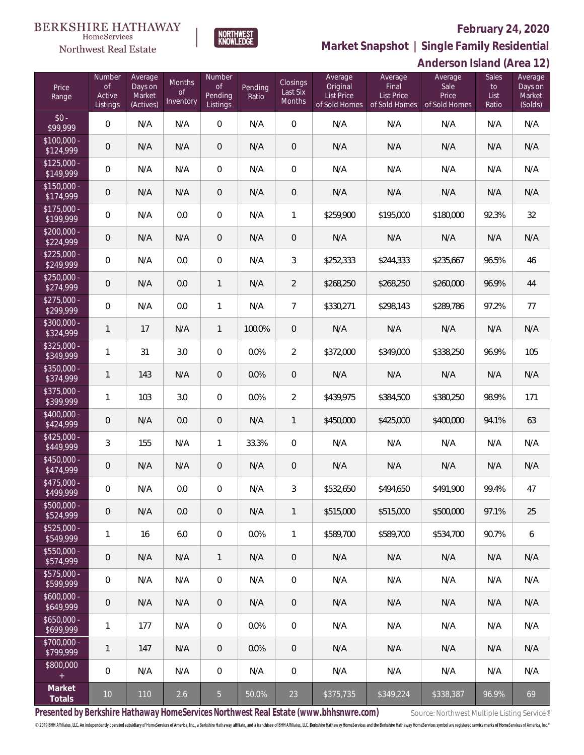BERKSHIRE HATHAWAY HomeServices Northwest Real Estate

NORTHWEST KNOWLEDGE

## February 24, 2020

## Market Snapshot | Single Family Residential

## Anderson Island (Area 12)

| Price Range | Number of Active Listings | Average Days on Market (Actives) | Months of Inventory | Number of Pending Listings | Pending Ratio | Closings Last Six Months | Average Original List Price of Sold Homes | Average Final List Price of Sold Homes | Average Sale Price of Sold Homes | Sales to List Ratio | Average Days on Market (Solds) |
|---|---|---|---|---|---|---|---|---|---|---|---|
| $0 - $99,999 | 0 | N/A | N/A | 0 | N/A | 0 | N/A | N/A | N/A | N/A | N/A |
| $100,000 - $124,999 | 0 | N/A | N/A | 0 | N/A | 0 | N/A | N/A | N/A | N/A | N/A |
| $125,000 - $149,999 | 0 | N/A | N/A | 0 | N/A | 0 | N/A | N/A | N/A | N/A | N/A |
| $150,000 - $174,999 | 0 | N/A | N/A | 0 | N/A | 0 | N/A | N/A | N/A | N/A | N/A |
| $175,000 - $199,999 | 0 | N/A | 0.0 | 0 | N/A | 1 | $259,900 | $195,000 | $180,000 | 92.3% | 32 |
| $200,000 - $224,999 | 0 | N/A | N/A | 0 | N/A | 0 | N/A | N/A | N/A | N/A | N/A |
| $225,000 - $249,999 | 0 | N/A | 0.0 | 0 | N/A | 3 | $252,333 | $244,333 | $235,667 | 96.5% | 46 |
| $250,000 - $274,999 | 0 | N/A | 0.0 | 1 | N/A | 2 | $268,250 | $268,250 | $260,000 | 96.9% | 44 |
| $275,000 - $299,999 | 0 | N/A | 0.0 | 1 | N/A | 7 | $330,271 | $298,143 | $289,786 | 97.2% | 77 |
| $300,000 - $324,999 | 1 | 17 | N/A | 1 | 100.0% | 0 | N/A | N/A | N/A | N/A | N/A |
| $325,000 - $349,999 | 1 | 31 | 3.0 | 0 | 0.0% | 2 | $372,000 | $349,000 | $338,250 | 96.9% | 105 |
| $350,000 - $374,999 | 1 | 143 | N/A | 0 | 0.0% | 0 | N/A | N/A | N/A | N/A | N/A |
| $375,000 - $399,999 | 1 | 103 | 3.0 | 0 | 0.0% | 2 | $439,975 | $384,500 | $380,250 | 98.9% | 171 |
| $400,000 - $424,999 | 0 | N/A | 0.0 | 0 | N/A | 1 | $450,000 | $425,000 | $400,000 | 94.1% | 63 |
| $425,000 - $449,999 | 3 | 155 | N/A | 1 | 33.3% | 0 | N/A | N/A | N/A | N/A | N/A |
| $450,000 - $474,999 | 0 | N/A | N/A | 0 | N/A | 0 | N/A | N/A | N/A | N/A | N/A |
| $475,000 - $499,999 | 0 | N/A | 0.0 | 0 | N/A | 3 | $532,650 | $494,650 | $491,900 | 99.4% | 47 |
| $500,000 - $524,999 | 0 | N/A | 0.0 | 0 | N/A | 1 | $515,000 | $515,000 | $500,000 | 97.1% | 25 |
| $525,000 - $549,999 | 1 | 16 | 6.0 | 0 | 0.0% | 1 | $589,700 | $589,700 | $534,700 | 90.7% | 6 |
| $550,000 - $574,999 | 0 | N/A | N/A | 1 | N/A | 0 | N/A | N/A | N/A | N/A | N/A |
| $575,000 - $599,999 | 0 | N/A | N/A | 0 | N/A | 0 | N/A | N/A | N/A | N/A | N/A |
| $600,000 - $649,999 | 0 | N/A | N/A | 0 | N/A | 0 | N/A | N/A | N/A | N/A | N/A |
| $650,000 - $699,999 | 1 | 177 | N/A | 0 | 0.0% | 0 | N/A | N/A | N/A | N/A | N/A |
| $700,000 - $799,999 | 1 | 147 | N/A | 0 | 0.0% | 0 | N/A | N/A | N/A | N/A | N/A |
| $800,000 + | 0 | N/A | N/A | 0 | N/A | 0 | N/A | N/A | N/A | N/A | N/A |
| **Market Totals** | 10 | 110 | 2.6 | 5 | 50.0% | 23 | $375,735 | $349,224 | $338,387 | 96.9% | 69 |

**Presented by Berkshire Hathaway HomeServices Northwest Real Estate (www.bhhsnwre.com)**

Source: Northwest Multiple Listing Service®

© 2019 BHH Affiliates, LLC. An independently operated subsidiary of HomeServices of America, Inc., a Berkshire Hathaway affiliate, and a franchisee of BHH Affiliates, LLC. Berkshire Hathaway HomeServices and the Berkshire Hathaway HomeServices symbol are registered service marks of HomeServices of America, Inc.®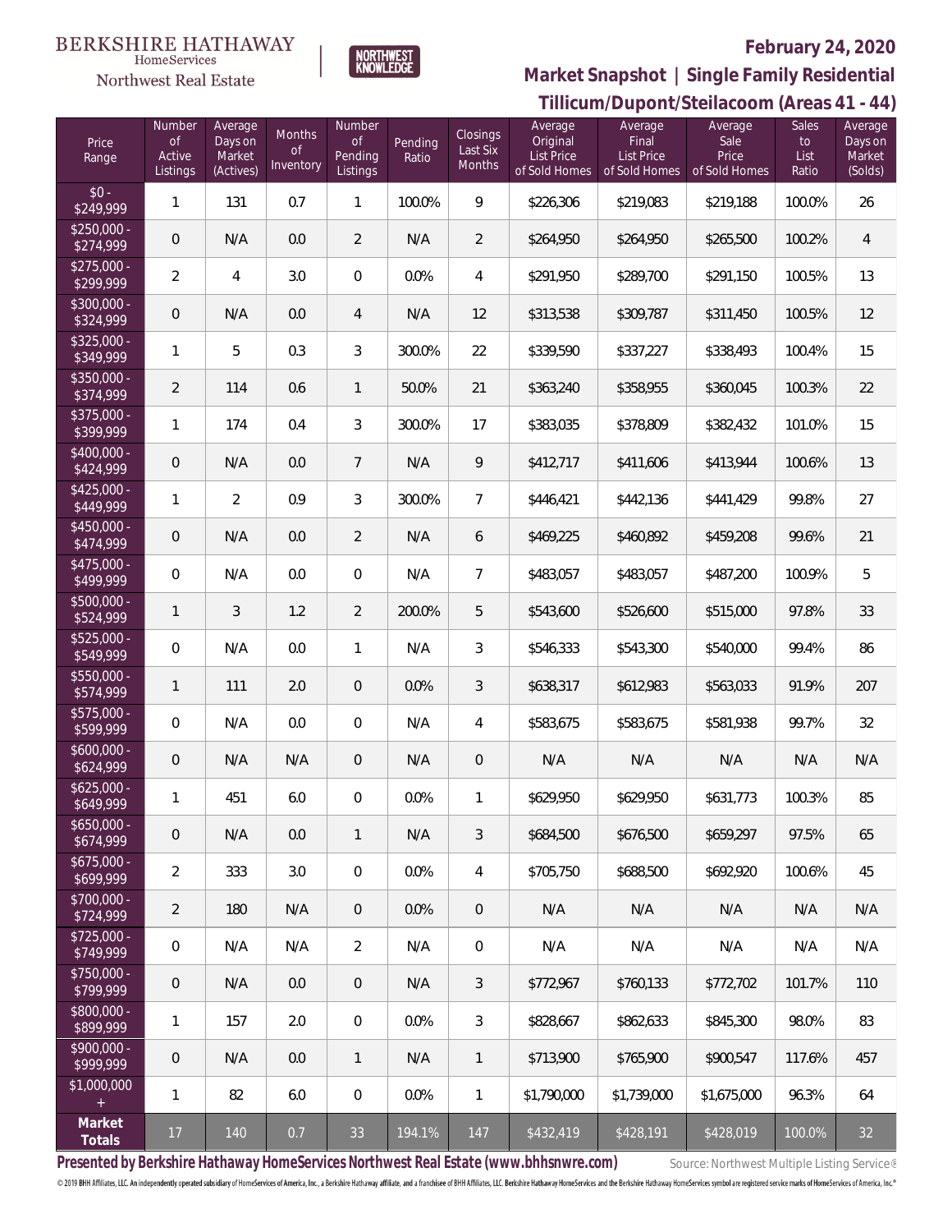BERKSHIRE HATHAWAY HomeServices Northwest Real Estate

NORTHWEST KNOWLEDGE

## February 24, 2020

## Market Snapshot | Single Family Residential

## Tillicum/Dupont/Steilacoom (Areas 41 - 44)

| Price Range | Number of Active Listings | Average Days on Market (Actives) | Months of Inventory | Number of Pending Listings | Pending Ratio | Closings Last Six Months | Average Original List Price of Sold Homes | Average Final List Price of Sold Homes | Average Sale Price of Sold Homes | Sales to List Ratio | Average Days on Market (Solds) |
|---|---|---|---|---|---|---|---|---|---|---|---|
| $0 - $249,999 | 1 | 131 | 0.7 | 1 | 100.0% | 9 | $226,306 | $219,083 | $219,188 | 100.0% | 26 |
| $250,000 - $274,999 | 0 | N/A | 0.0 | 2 | N/A | 2 | $264,950 | $264,950 | $265,500 | 100.2% | 4 |
| $275,000 - $299,999 | 2 | 4 | 3.0 | 0 | 0.0% | 4 | $291,950 | $289,700 | $291,150 | 100.5% | 13 |
| $300,000 - $324,999 | 0 | N/A | 0.0 | 4 | N/A | 12 | $313,538 | $309,787 | $311,450 | 100.5% | 12 |
| $325,000 - $349,999 | 1 | 5 | 0.3 | 3 | 300.0% | 22 | $339,590 | $337,227 | $338,493 | 100.4% | 15 |
| $350,000 - $374,999 | 2 | 114 | 0.6 | 1 | 50.0% | 21 | $363,240 | $358,955 | $360,045 | 100.3% | 22 |
| $375,000 - $399,999 | 1 | 174 | 0.4 | 3 | 300.0% | 17 | $383,035 | $378,809 | $382,432 | 101.0% | 15 |
| $400,000 - $424,999 | 0 | N/A | 0.0 | 7 | N/A | 9 | $412,717 | $411,606 | $413,944 | 100.6% | 13 |
| $425,000 - $449,999 | 1 | 2 | 0.9 | 3 | 300.0% | 7 | $446,421 | $442,136 | $441,429 | 99.8% | 27 |
| $450,000 - $474,999 | 0 | N/A | 0.0 | 2 | N/A | 6 | $469,225 | $460,892 | $459,208 | 99.6% | 21 |
| $475,000 - $499,999 | 0 | N/A | 0.0 | 0 | N/A | 7 | $483,057 | $483,057 | $487,200 | 100.9% | 5 |
| $500,000 - $524,999 | 1 | 3 | 1.2 | 2 | 200.0% | 5 | $543,600 | $526,600 | $515,000 | 97.8% | 33 |
| $525,000 - $549,999 | 0 | N/A | 0.0 | 1 | N/A | 3 | $546,333 | $543,300 | $540,000 | 99.4% | 86 |
| $550,000 - $574,999 | 1 | 111 | 2.0 | 0 | 0.0% | 3 | $638,317 | $612,983 | $563,033 | 91.9% | 207 |
| $575,000 - $599,999 | 0 | N/A | 0.0 | 0 | N/A | 4 | $583,675 | $583,675 | $581,938 | 99.7% | 32 |
| $600,000 - $624,999 | 0 | N/A | N/A | 0 | N/A | 0 | N/A | N/A | N/A | N/A | N/A |
| $625,000 - $649,999 | 1 | 451 | 6.0 | 0 | 0.0% | 1 | $629,950 | $629,950 | $631,773 | 100.3% | 85 |
| $650,000 - $674,999 | 0 | N/A | 0.0 | 1 | N/A | 3 | $684,500 | $676,500 | $659,297 | 97.5% | 65 |
| $675,000 - $699,999 | 2 | 333 | 3.0 | 0 | 0.0% | 4 | $705,750 | $688,500 | $692,920 | 100.6% | 45 |
| $700,000 - $724,999 | 2 | 180 | N/A | 0 | 0.0% | 0 | N/A | N/A | N/A | N/A | N/A |
| $725,000 - $749,999 | 0 | N/A | N/A | 2 | N/A | 0 | N/A | N/A | N/A | N/A | N/A |
| $750,000 - $799,999 | 0 | N/A | 0.0 | 0 | N/A | 3 | $772,967 | $760,133 | $772,702 | 101.7% | 110 |
| $800,000 - $899,999 | 1 | 157 | 2.0 | 0 | 0.0% | 3 | $828,667 | $862,633 | $845,300 | 98.0% | 83 |
| $900,000 - $999,999 | 0 | N/A | 0.0 | 1 | N/A | 1 | $713,900 | $765,900 | $900,547 | 117.6% | 457 |
| $1,000,000 + | 1 | 82 | 6.0 | 0 | 0.0% | 1 | $1,790,000 | $1,739,000 | $1,675,000 | 96.3% | 64 |
| **Market Totals** | 17 | 140 | 0.7 | 33 | 194.1% | 147 | $432,419 | $428,191 | $428,019 | 100.0% | 32 |

**Presented by Berkshire Hathaway HomeServices Northwest Real Estate (www.bhhsnwre.com)** Source: Northwest Multiple Listing Service®

© 2019 BHH Affiliates, LLC. An independently operated subsidiary of HomeServices of America, Inc., a Berkshire Hathaway affiliate, and a franchisee of BHH Affiliates, LLC. Berkshire Hathaway HomeServices and the Berkshire Hathaway HomeServices symbol are registered service marks of HomeServices of America, Inc.®